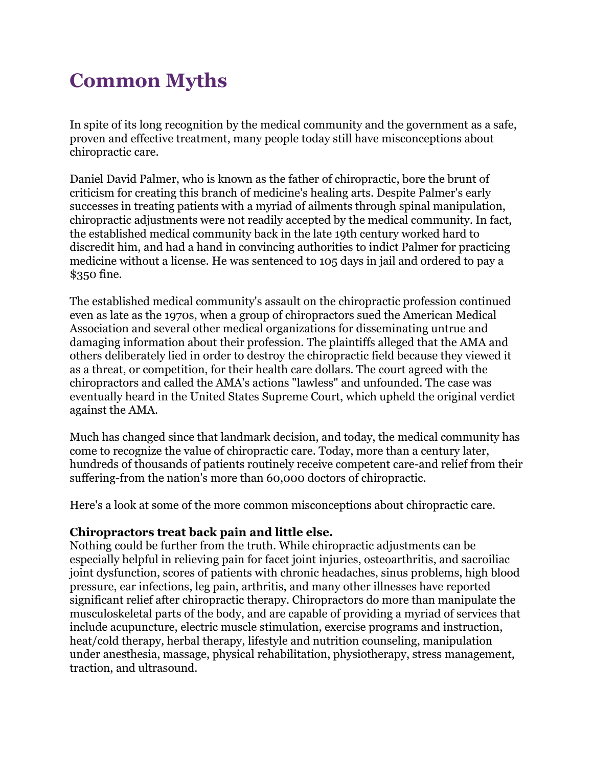# Common Myths

In spite of its long recognition by the medical community and the government as a safe, proven and effective treatment, many people today still have misconceptions about chiropractic care.

Daniel David Palmer, who is known as the father of chiropractic, bore the brunt of criticism for creating this branch of medicine's healing arts. Despite Palmer's early successes in treating patients with a myriad of ailments through spinal manipulation, chiropractic adjustments were not readily accepted by the medical community. In fact, the established medical community back in the late 19th century worked hard to discredit him, and had a hand in convincing authorities to indict Palmer for practicing medicine without a license. He was sentenced to 105 days in jail and ordered to pay a $350 fine.

The established medical community's assault on the chiropractic profession continued even as late as the 1970s, when a group of chiropractors sued the American Medical Association and several other medical organizations for disseminating untrue and damaging information about their profession. The plaintiffs alleged that the AMA and others deliberately lied in order to destroy the chiropractic field because they viewed it as a threat, or competition, for their health care dollars. The court agreed with the chiropractors and called the AMA's actions "lawless" and unfounded. The case was eventually heard in the United States Supreme Court, which upheld the original verdict against the AMA.

Much has changed since that landmark decision, and today, the medical community has come to recognize the value of chiropractic care. Today, more than a century later, hundreds of thousands of patients routinely receive competent care-and relief from their suffering-from the nation's more than 60,000 doctors of chiropractic.

Here's a look at some of the more common misconceptions about chiropractic care.

**Chiropractors treat back pain and little else.**
Nothing could be further from the truth. While chiropractic adjustments can be especially helpful in relieving pain for facet joint injuries, osteoarthritis, and sacroiliac joint dysfunction, scores of patients with chronic headaches, sinus problems, high blood pressure, ear infections, leg pain, arthritis, and many other illnesses have reported significant relief after chiropractic therapy. Chiropractors do more than manipulate the musculoskeletal parts of the body, and are capable of providing a myriad of services that include acupuncture, electric muscle stimulation, exercise programs and instruction, heat/cold therapy, herbal therapy, lifestyle and nutrition counseling, manipulation under anesthesia, massage, physical rehabilitation, physiotherapy, stress management, traction, and ultrasound.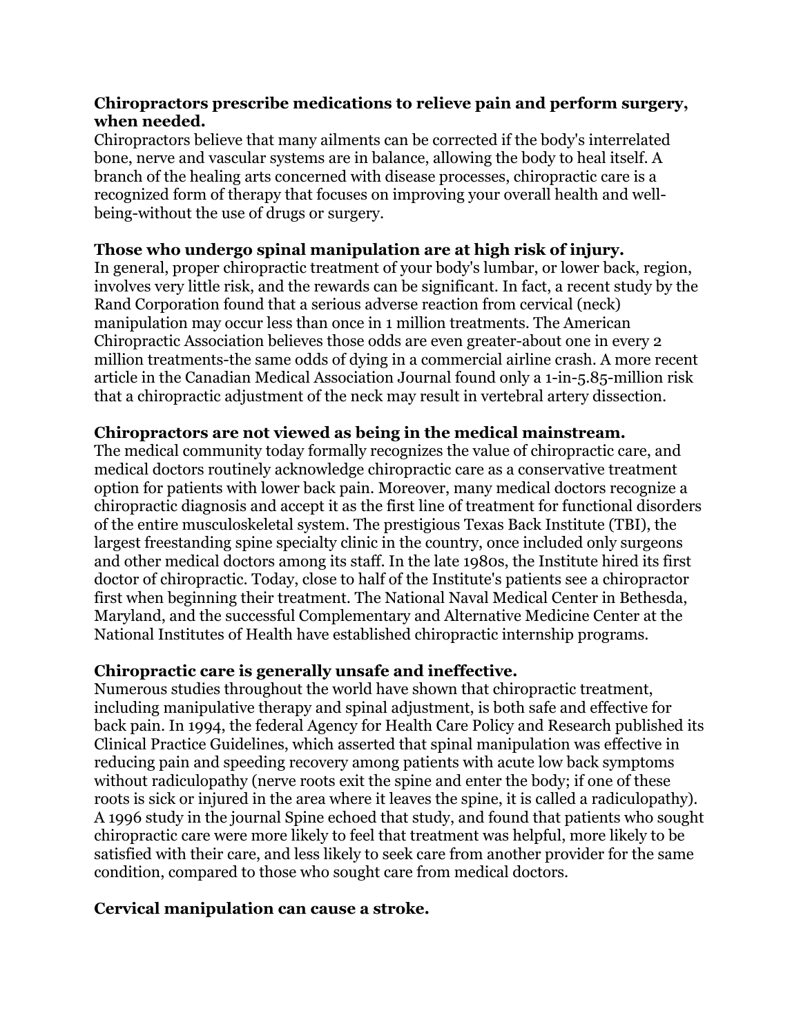**Chiropractors prescribe medications to relieve pain and perform surgery, when needed.**

Chiropractors believe that many ailments can be corrected if the body's interrelated bone, nerve and vascular systems are in balance, allowing the body to heal itself. A branch of the healing arts concerned with disease processes, chiropractic care is a recognized form of therapy that focuses on improving your overall health and well-being-without the use of drugs or surgery.

**Those who undergo spinal manipulation are at high risk of injury.**

In general, proper chiropractic treatment of your body's lumbar, or lower back, region, involves very little risk, and the rewards can be significant. In fact, a recent study by the Rand Corporation found that a serious adverse reaction from cervical (neck) manipulation may occur less than once in 1 million treatments. The American Chiropractic Association believes those odds are even greater-about one in every 2 million treatments-the same odds of dying in a commercial airline crash. A more recent article in the Canadian Medical Association Journal found only a 1-in-5.85-million risk that a chiropractic adjustment of the neck may result in vertebral artery dissection.

**Chiropractors are not viewed as being in the medical mainstream.**

The medical community today formally recognizes the value of chiropractic care, and medical doctors routinely acknowledge chiropractic care as a conservative treatment option for patients with lower back pain. Moreover, many medical doctors recognize a chiropractic diagnosis and accept it as the first line of treatment for functional disorders of the entire musculoskeletal system. The prestigious Texas Back Institute (TBI), the largest freestanding spine specialty clinic in the country, once included only surgeons and other medical doctors among its staff. In the late 1980s, the Institute hired its first doctor of chiropractic. Today, close to half of the Institute's patients see a chiropractor first when beginning their treatment. The National Naval Medical Center in Bethesda, Maryland, and the successful Complementary and Alternative Medicine Center at the National Institutes of Health have established chiropractic internship programs.

**Chiropractic care is generally unsafe and ineffective.**

Numerous studies throughout the world have shown that chiropractic treatment, including manipulative therapy and spinal adjustment, is both safe and effective for back pain. In 1994, the federal Agency for Health Care Policy and Research published its Clinical Practice Guidelines, which asserted that spinal manipulation was effective in reducing pain and speeding recovery among patients with acute low back symptoms without radiculopathy (nerve roots exit the spine and enter the body; if one of these roots is sick or injured in the area where it leaves the spine, it is called a radiculopathy). A 1996 study in the journal Spine echoed that study, and found that patients who sought chiropractic care were more likely to feel that treatment was helpful, more likely to be satisfied with their care, and less likely to seek care from another provider for the same condition, compared to those who sought care from medical doctors.

**Cervical manipulation can cause a stroke.**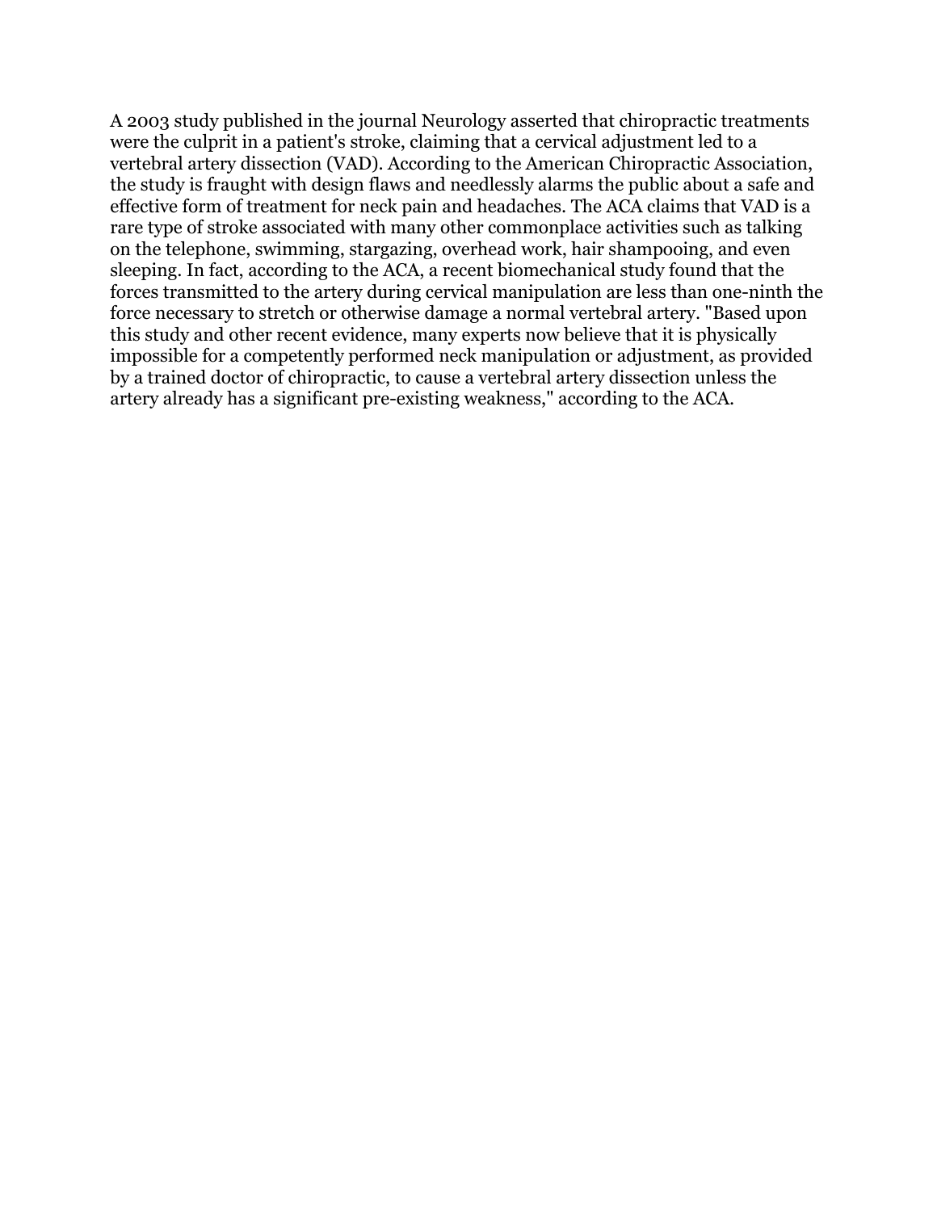A 2003 study published in the journal Neurology asserted that chiropractic treatments were the culprit in a patient's stroke, claiming that a cervical adjustment led to a vertebral artery dissection (VAD). According to the American Chiropractic Association, the study is fraught with design flaws and needlessly alarms the public about a safe and effective form of treatment for neck pain and headaches. The ACA claims that VAD is a rare type of stroke associated with many other commonplace activities such as talking on the telephone, swimming, stargazing, overhead work, hair shampooing, and even sleeping. In fact, according to the ACA, a recent biomechanical study found that the forces transmitted to the artery during cervical manipulation are less than one-ninth the force necessary to stretch or otherwise damage a normal vertebral artery. "Based upon this study and other recent evidence, many experts now believe that it is physically impossible for a competently performed neck manipulation or adjustment, as provided by a trained doctor of chiropractic, to cause a vertebral artery dissection unless the artery already has a significant pre-existing weakness," according to the ACA.